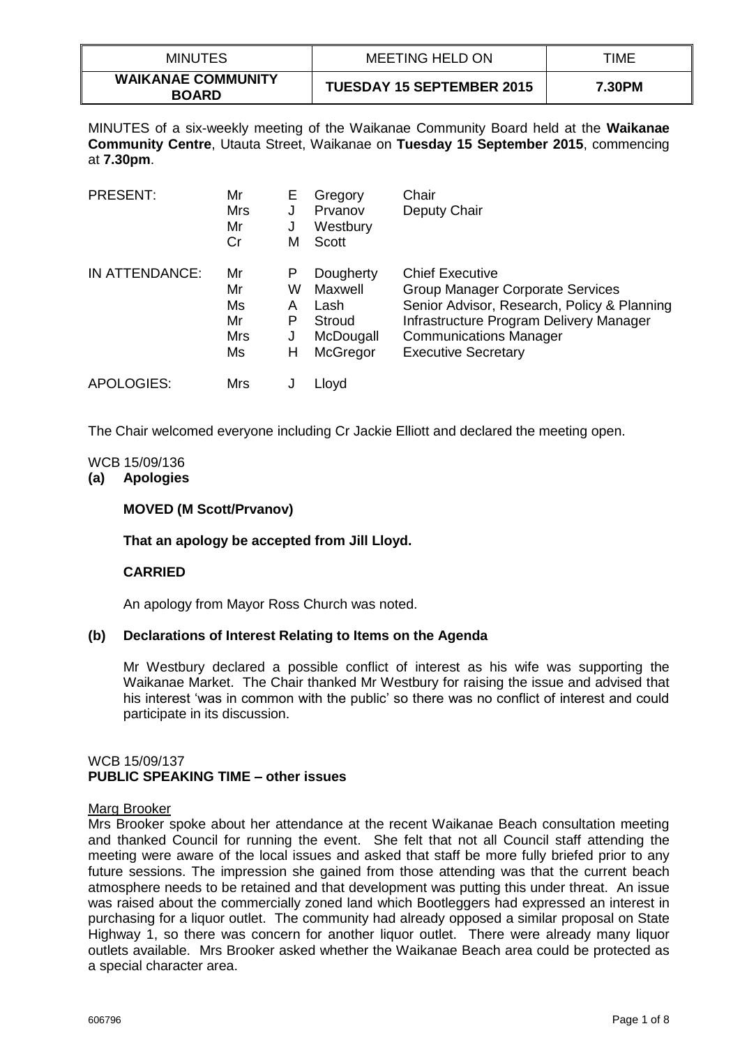| MINUTES | MEETING HELD ON | TIME |
|---|---|---|
| **WAIKANAE COMMUNITY BOARD** | **TUESDAY 15 SEPTEMBER 2015** | **7.30PM** |

MINUTES of a six-weekly meeting of the Waikanae Community Board held at the **Waikanae Community Centre**, Utauta Street, Waikanae on **Tuesday 15 September 2015**, commencing at **7.30pm**.

| | | | | |
|---|---|---|---|---|
| PRESENT: | Mr | E | Gregory | Chair |
| | Mrs | J | Prvanov | Deputy Chair |
| | Mr | J | Westbury | |
| | Cr | M | Scott | |
| IN ATTENDANCE: | Mr | P | Dougherty | Chief Executive |
| | Mr | W | Maxwell | Group Manager Corporate Services |
| | Ms | A | Lash | Senior Advisor, Research, Policy & Planning |
| | Mr | P | Stroud | Infrastructure Program Delivery Manager |
| | Mrs | J | McDougall | Communications Manager |
| | Ms | H | McGregor | Executive Secretary |
| APOLOGIES: | Mrs | J | Lloyd | |

The Chair welcomed everyone including Cr Jackie Elliott and declared the meeting open.

WCB 15/09/136

**(a) Apologies**

**MOVED (M Scott/Prvanov)**

**That an apology be accepted from Jill Lloyd.**

**CARRIED**

An apology from Mayor Ross Church was noted.

**(b) Declarations of Interest Relating to Items on the Agenda**

Mr Westbury declared a possible conflict of interest as his wife was supporting the Waikanae Market. The Chair thanked Mr Westbury for raising the issue and advised that his interest 'was in common with the public' so there was no conflict of interest and could participate in its discussion.

WCB 15/09/137

**PUBLIC SPEAKING TIME – other issues**

Marg Brooker

Mrs Brooker spoke about her attendance at the recent Waikanae Beach consultation meeting and thanked Council for running the event. She felt that not all Council staff attending the meeting were aware of the local issues and asked that staff be more fully briefed prior to any future sessions. The impression she gained from those attending was that the current beach atmosphere needs to be retained and that development was putting this under threat. An issue was raised about the commercially zoned land which Bootleggers had expressed an interest in purchasing for a liquor outlet. The community had already opposed a similar proposal on State Highway 1, so there was concern for another liquor outlet. There were already many liquor outlets available. Mrs Brooker asked whether the Waikanae Beach area could be protected as a special character area.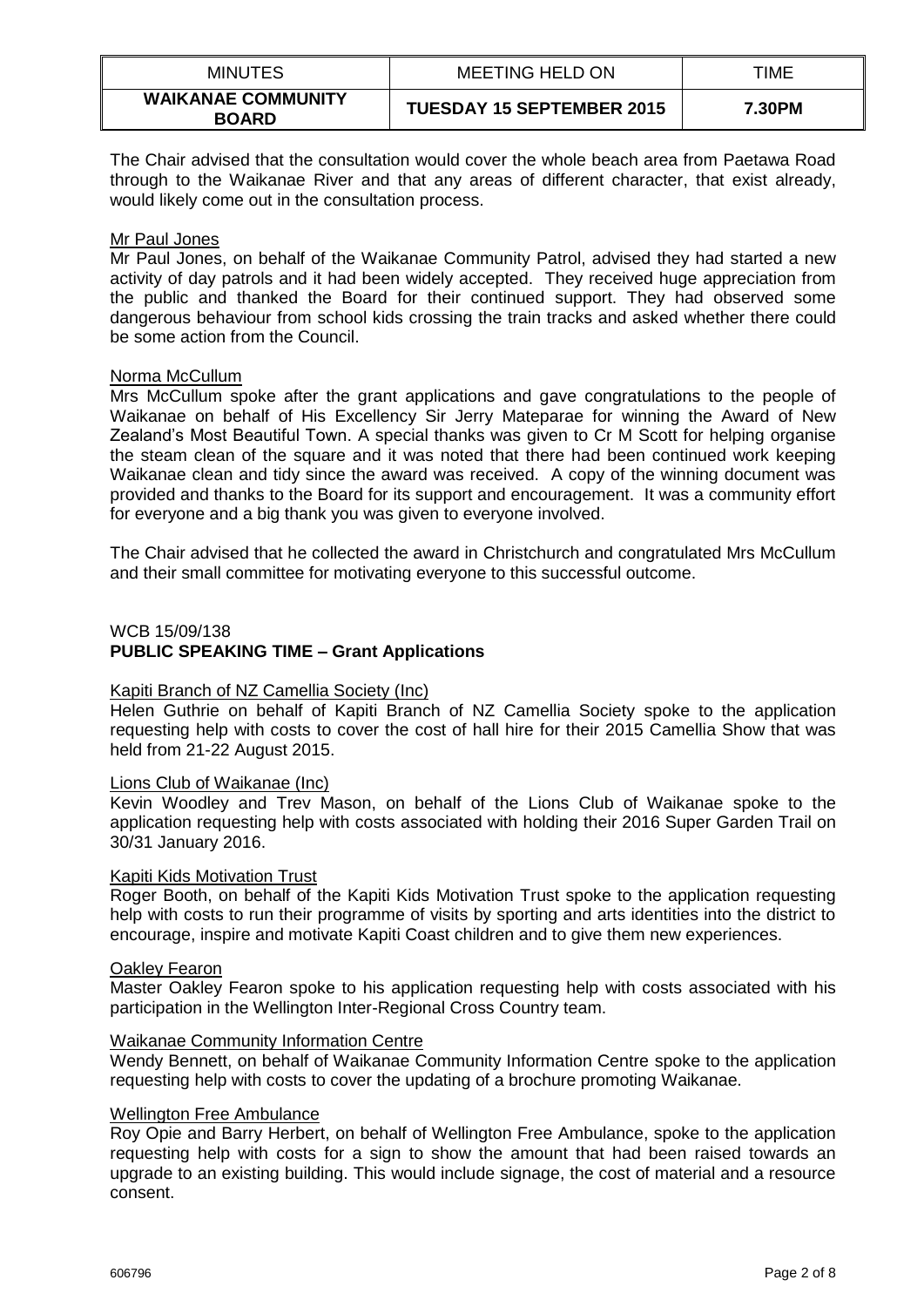The Chair advised that the consultation would cover the whole beach area from Paetawa Road through to the Waikanae River and that any areas of different character, that exist already, would likely come out in the consultation process.

Mr Paul Jones

Mr Paul Jones, on behalf of the Waikanae Community Patrol, advised they had started a new activity of day patrols and it had been widely accepted. They received huge appreciation from the public and thanked the Board for their continued support. They had observed some dangerous behaviour from school kids crossing the train tracks and asked whether there could be some action from the Council.

Norma McCullum

Mrs McCullum spoke after the grant applications and gave congratulations to the people of Waikanae on behalf of His Excellency Sir Jerry Mateparae for winning the Award of New Zealand's Most Beautiful Town. A special thanks was given to Cr M Scott for helping organise the steam clean of the square and it was noted that there had been continued work keeping Waikanae clean and tidy since the award was received. A copy of the winning document was provided and thanks to the Board for its support and encouragement. It was a community effort for everyone and a big thank you was given to everyone involved.

The Chair advised that he collected the award in Christchurch and congratulated Mrs McCullum and their small committee for motivating everyone to this successful outcome.

WCB 15/09/138
**PUBLIC SPEAKING TIME – Grant Applications**

Kapiti Branch of NZ Camellia Society (Inc)

Helen Guthrie on behalf of Kapiti Branch of NZ Camellia Society spoke to the application requesting help with costs to cover the cost of hall hire for their 2015 Camellia Show that was held from 21-22 August 2015.

Lions Club of Waikanae (Inc)

Kevin Woodley and Trev Mason, on behalf of the Lions Club of Waikanae spoke to the application requesting help with costs associated with holding their 2016 Super Garden Trail on 30/31 January 2016.

Kapiti Kids Motivation Trust

Roger Booth, on behalf of the Kapiti Kids Motivation Trust spoke to the application requesting help with costs to run their programme of visits by sporting and arts identities into the district to encourage, inspire and motivate Kapiti Coast children and to give them new experiences.

Oakley Fearon

Master Oakley Fearon spoke to his application requesting help with costs associated with his participation in the Wellington Inter-Regional Cross Country team.

Waikanae Community Information Centre

Wendy Bennett, on behalf of Waikanae Community Information Centre spoke to the application requesting help with costs to cover the updating of a brochure promoting Waikanae.

Wellington Free Ambulance

Roy Opie and Barry Herbert, on behalf of Wellington Free Ambulance, spoke to the application requesting help with costs for a sign to show the amount that had been raised towards an upgrade to an existing building. This would include signage, the cost of material and a resource consent.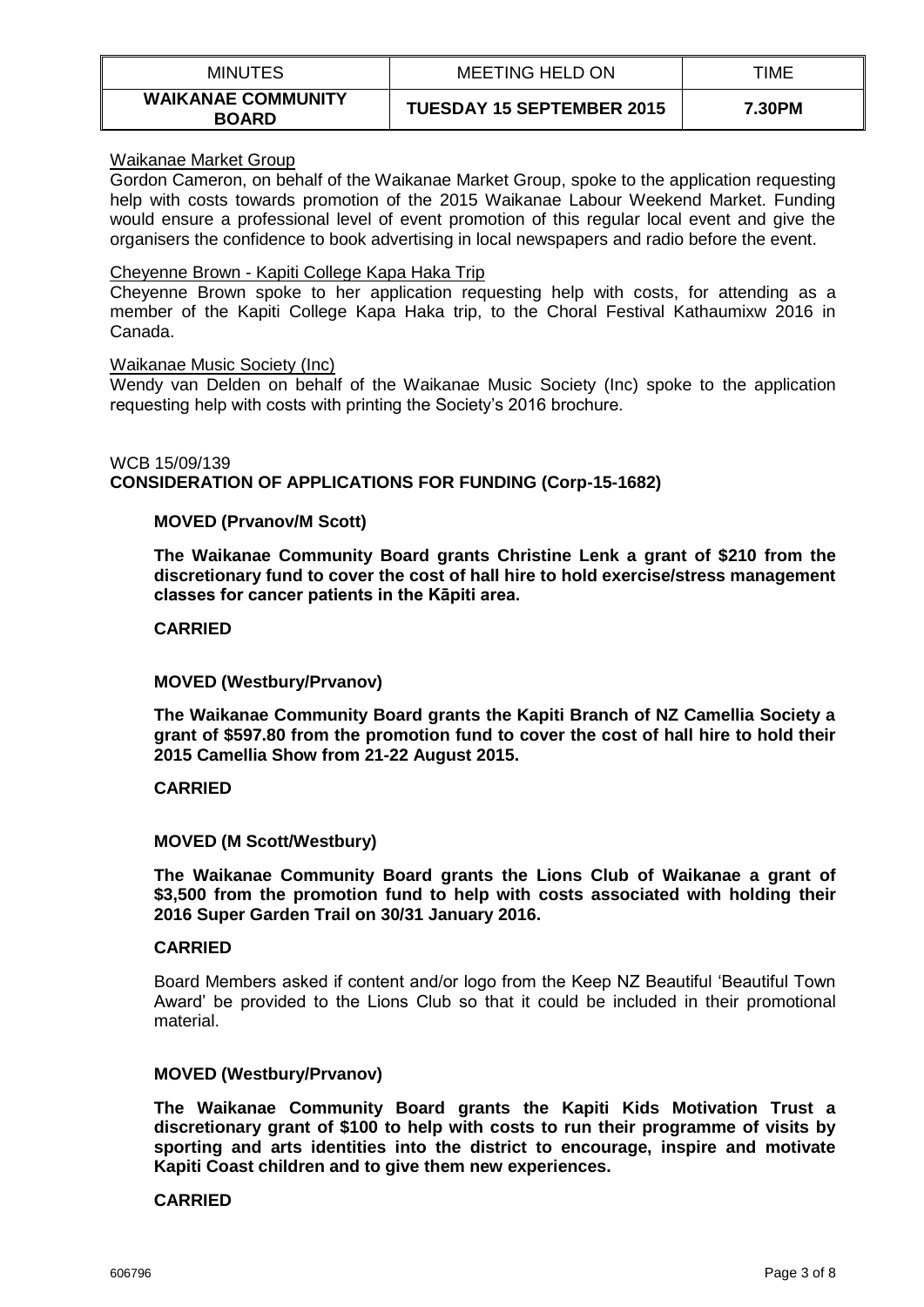Waikanae Market Group

Gordon Cameron, on behalf of the Waikanae Market Group, spoke to the application requesting help with costs towards promotion of the 2015 Waikanae Labour Weekend Market. Funding would ensure a professional level of event promotion of this regular local event and give the organisers the confidence to book advertising in local newspapers and radio before the event.

Cheyenne Brown - Kapiti College Kapa Haka Trip

Cheyenne Brown spoke to her application requesting help with costs, for attending as a member of the Kapiti College Kapa Haka trip, to the Choral Festival Kathaumixw 2016 in Canada.

Waikanae Music Society (Inc)

Wendy van Delden on behalf of the Waikanae Music Society (Inc) spoke to the application requesting help with costs with printing the Society's 2016 brochure.

WCB 15/09/139

**CONSIDERATION OF APPLICATIONS FOR FUNDING (Corp-15-1682)**

**MOVED (Prvanov/M Scott)**

**The Waikanae Community Board grants Christine Lenk a grant of $210 from the discretionary fund to cover the cost of hall hire to hold exercise/stress management classes for cancer patients in the Kāpiti area.**

**CARRIED**

**MOVED (Westbury/Prvanov)**

**The Waikanae Community Board grants the Kapiti Branch of NZ Camellia Society a grant of $597.80 from the promotion fund to cover the cost of hall hire to hold their 2015 Camellia Show from 21-22 August 2015.**

**CARRIED**

**MOVED (M Scott/Westbury)**

**The Waikanae Community Board grants the Lions Club of Waikanae a grant of $3,500 from the promotion fund to help with costs associated with holding their 2016 Super Garden Trail on 30/31 January 2016.**

**CARRIED**

Board Members asked if content and/or logo from the Keep NZ Beautiful 'Beautiful Town Award' be provided to the Lions Club so that it could be included in their promotional material.

**MOVED (Westbury/Prvanov)**

**The Waikanae Community Board grants the Kapiti Kids Motivation Trust a discretionary grant of $100 to help with costs to run their programme of visits by sporting and arts identities into the district to encourage, inspire and motivate Kapiti Coast children and to give them new experiences.**

**CARRIED**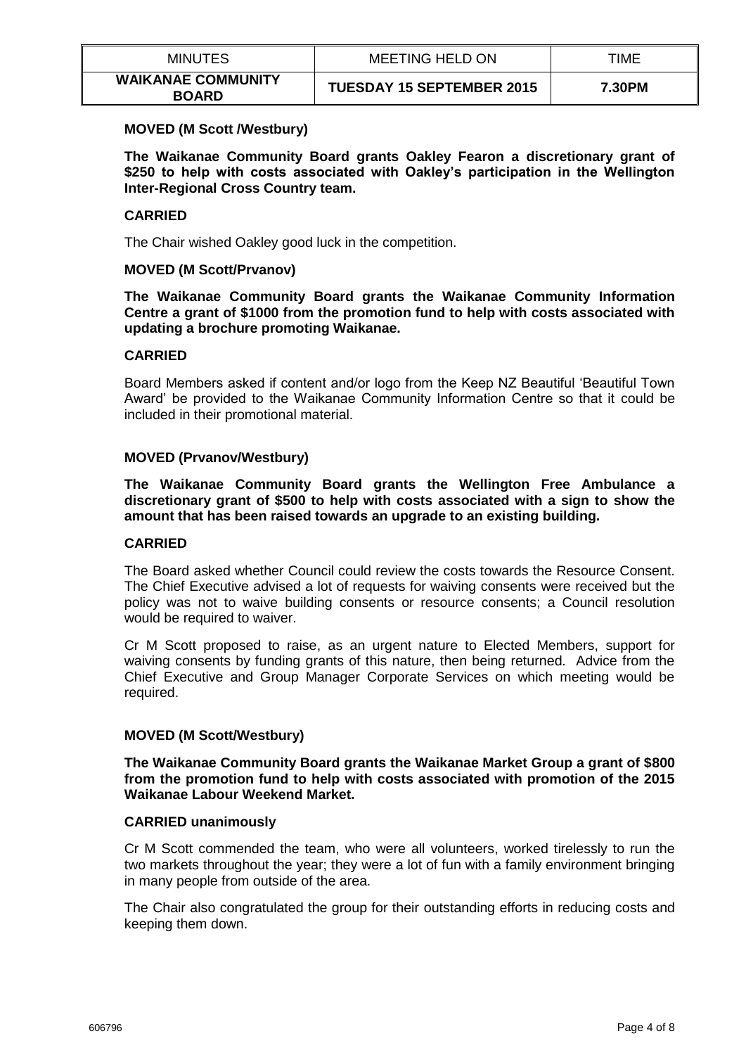**MOVED (M Scott /Westbury)**

**The Waikanae Community Board grants Oakley Fearon a discretionary grant of $250 to help with costs associated with Oakley's participation in the Wellington Inter-Regional Cross Country team.**

**CARRIED**

The Chair wished Oakley good luck in the competition.

**MOVED (M Scott/Prvanov)**

**The Waikanae Community Board grants the Waikanae Community Information Centre a grant of $1000 from the promotion fund to help with costs associated with updating a brochure promoting Waikanae.**

**CARRIED**

Board Members asked if content and/or logo from the Keep NZ Beautiful 'Beautiful Town Award' be provided to the Waikanae Community Information Centre so that it could be included in their promotional material.

**MOVED (Prvanov/Westbury)**

**The Waikanae Community Board grants the Wellington Free Ambulance a discretionary grant of $500 to help with costs associated with a sign to show the amount that has been raised towards an upgrade to an existing building.**

**CARRIED**

The Board asked whether Council could review the costs towards the Resource Consent. The Chief Executive advised a lot of requests for waiving consents were received but the policy was not to waive building consents or resource consents; a Council resolution would be required to waiver.

Cr M Scott proposed to raise, as an urgent nature to Elected Members, support for waiving consents by funding grants of this nature, then being returned. Advice from the Chief Executive and Group Manager Corporate Services on which meeting would be required.

**MOVED (M Scott/Westbury)**

**The Waikanae Community Board grants the Waikanae Market Group a grant of $800 from the promotion fund to help with costs associated with promotion of the 2015 Waikanae Labour Weekend Market.**

**CARRIED unanimously**

Cr M Scott commended the team, who were all volunteers, worked tirelessly to run the two markets throughout the year; they were a lot of fun with a family environment bringing in many people from outside of the area.

The Chair also congratulated the group for their outstanding efforts in reducing costs and keeping them down.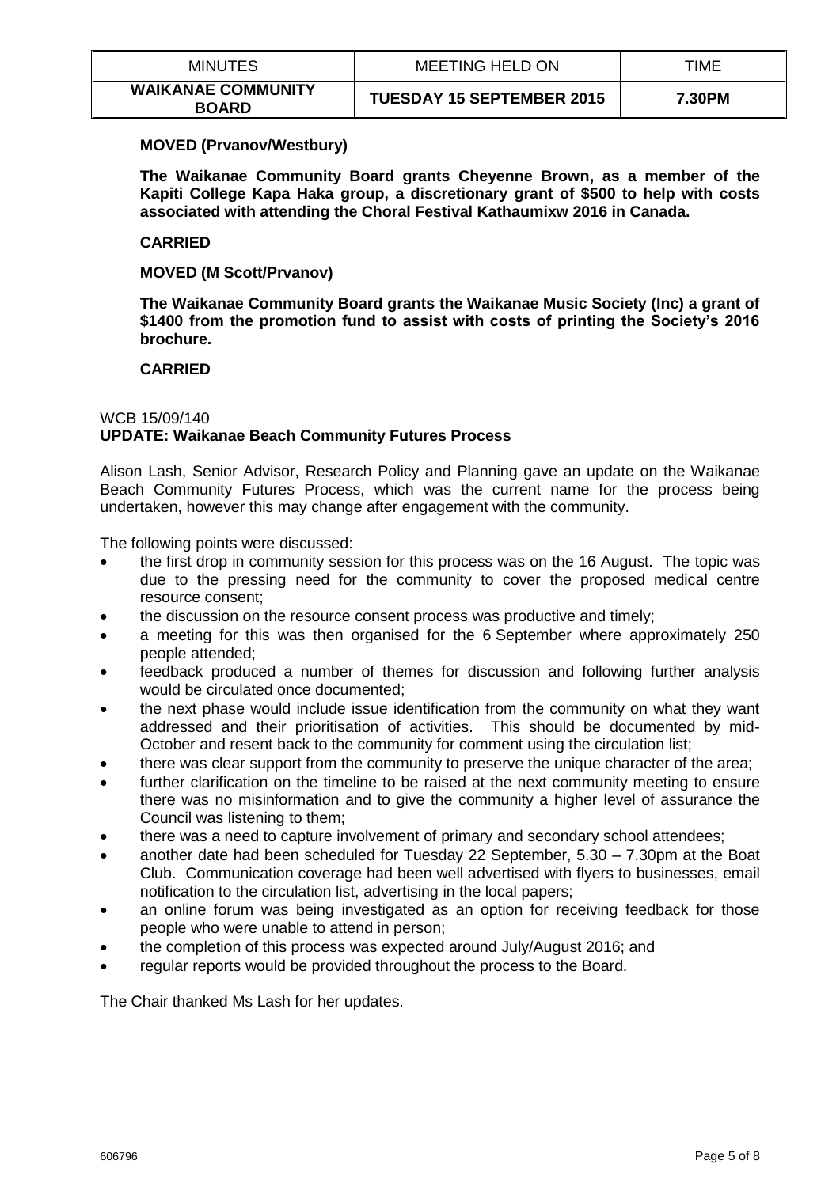**MOVED (Prvanov/Westbury)**

**The Waikanae Community Board grants Cheyenne Brown, as a member of the Kapiti College Kapa Haka group, a discretionary grant of $500 to help with costs associated with attending the Choral Festival Kathaumixw 2016 in Canada.**

**CARRIED**

**MOVED (M Scott/Prvanov)**

**The Waikanae Community Board grants the Waikanae Music Society (Inc) a grant of $1400 from the promotion fund to assist with costs of printing the Society's 2016 brochure.**

**CARRIED**

WCB 15/09/140

**UPDATE: Waikanae Beach Community Futures Process**

Alison Lash, Senior Advisor, Research Policy and Planning gave an update on the Waikanae Beach Community Futures Process, which was the current name for the process being undertaken, however this may change after engagement with the community.

The following points were discussed:

- the first drop in community session for this process was on the 16 August. The topic was due to the pressing need for the community to cover the proposed medical centre resource consent;
- the discussion on the resource consent process was productive and timely;
- a meeting for this was then organised for the 6 September where approximately 250 people attended;
- feedback produced a number of themes for discussion and following further analysis would be circulated once documented;
- the next phase would include issue identification from the community on what they want addressed and their prioritisation of activities. This should be documented by mid-October and resent back to the community for comment using the circulation list;
- there was clear support from the community to preserve the unique character of the area;
- further clarification on the timeline to be raised at the next community meeting to ensure there was no misinformation and to give the community a higher level of assurance the Council was listening to them;
- there was a need to capture involvement of primary and secondary school attendees;
- another date had been scheduled for Tuesday 22 September, 5.30 – 7.30pm at the Boat Club. Communication coverage had been well advertised with flyers to businesses, email notification to the circulation list, advertising in the local papers;
- an online forum was being investigated as an option for receiving feedback for those people who were unable to attend in person;
- the completion of this process was expected around July/August 2016; and
- regular reports would be provided throughout the process to the Board.

The Chair thanked Ms Lash for her updates.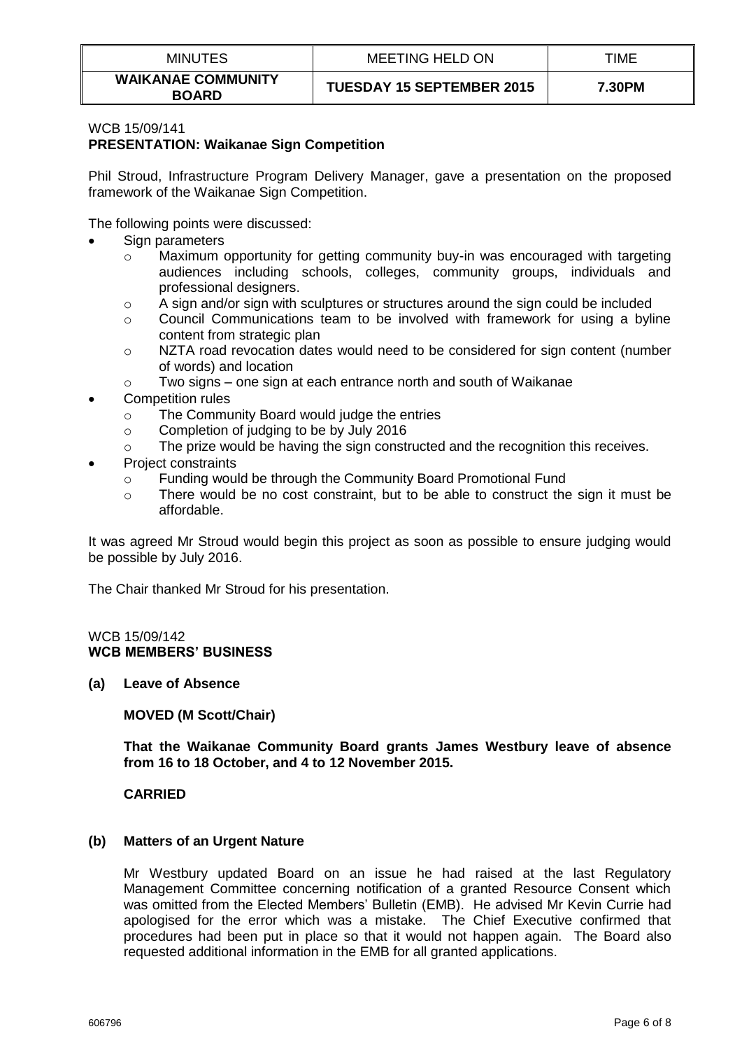WCB 15/09/141

**PRESENTATION: Waikanae Sign Competition**

Phil Stroud, Infrastructure Program Delivery Manager, gave a presentation on the proposed framework of the Waikanae Sign Competition.

The following points were discussed:

- Sign parameters
  - Maximum opportunity for getting community buy-in was encouraged with targeting audiences including schools, colleges, community groups, individuals and professional designers.
  - A sign and/or sign with sculptures or structures around the sign could be included
  - Council Communications team to be involved with framework for using a byline content from strategic plan
  - NZTA road revocation dates would need to be considered for sign content (number of words) and location
  - Two signs – one sign at each entrance north and south of Waikanae
- Competition rules
  - The Community Board would judge the entries
  - Completion of judging to be by July 2016
  - The prize would be having the sign constructed and the recognition this receives.
- Project constraints
  - Funding would be through the Community Board Promotional Fund
  - There would be no cost constraint, but to be able to construct the sign it must be affordable.

It was agreed Mr Stroud would begin this project as soon as possible to ensure judging would be possible by July 2016.

The Chair thanked Mr Stroud for his presentation.

WCB 15/09/142

**WCB MEMBERS' BUSINESS**

**(a) Leave of Absence**

**MOVED (M Scott/Chair)**

**That the Waikanae Community Board grants James Westbury leave of absence from 16 to 18 October, and 4 to 12 November 2015.**

**CARRIED**

**(b) Matters of an Urgent Nature**

Mr Westbury updated Board on an issue he had raised at the last Regulatory Management Committee concerning notification of a granted Resource Consent which was omitted from the Elected Members' Bulletin (EMB). He advised Mr Kevin Currie had apologised for the error which was a mistake. The Chief Executive confirmed that procedures had been put in place so that it would not happen again. The Board also requested additional information in the EMB for all granted applications.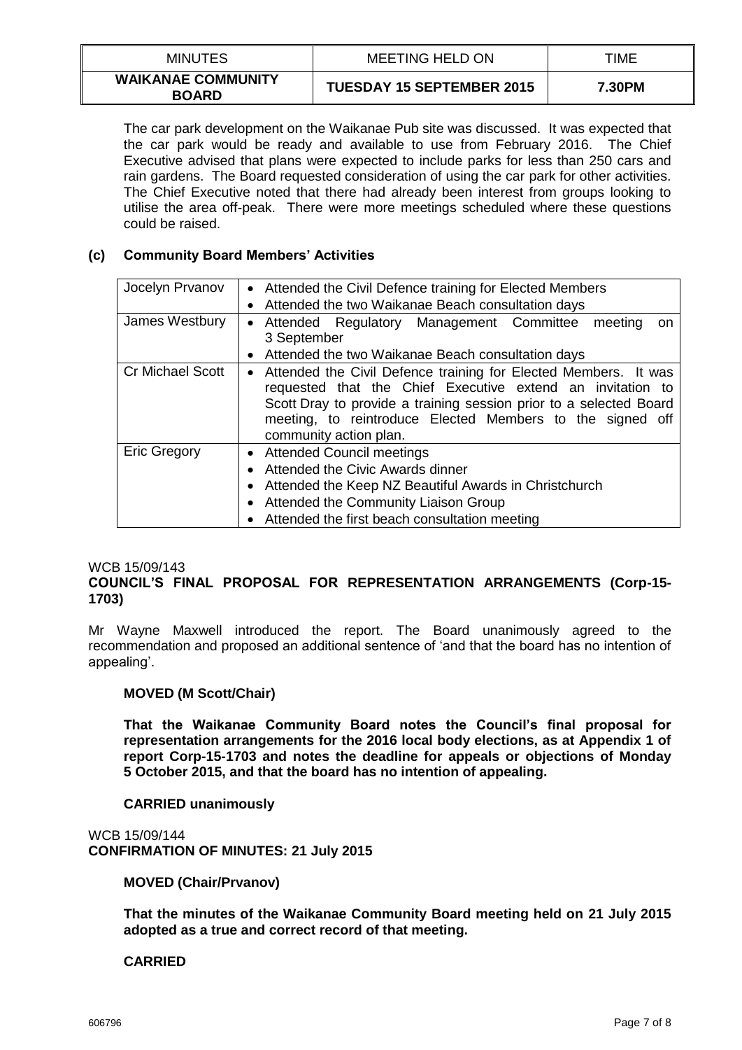The car park development on the Waikanae Pub site was discussed. It was expected that the car park would be ready and available to use from February 2016. The Chief Executive advised that plans were expected to include parks for less than 250 cars and rain gardens. The Board requested consideration of using the car park for other activities. The Chief Executive noted that there had already been interest from groups looking to utilise the area off-peak. There were more meetings scheduled where these questions could be raised.

### (c) Community Board Members' Activities

| | |
|---|---|
| Jocelyn Prvanov | • Attended the Civil Defence training for Elected Members<br>• Attended the two Waikanae Beach consultation days |
| James Westbury | • Attended Regulatory Management Committee meeting on 3 September<br>• Attended the two Waikanae Beach consultation days |
| Cr Michael Scott | • Attended the Civil Defence training for Elected Members. It was requested that the Chief Executive extend an invitation to Scott Dray to provide a training session prior to a selected Board meeting, to reintroduce Elected Members to the signed off community action plan. |
| Eric Gregory | • Attended Council meetings<br>• Attended the Civic Awards dinner<br>• Attended the Keep NZ Beautiful Awards in Christchurch<br>• Attended the Community Liaison Group<br>• Attended the first beach consultation meeting |

WCB 15/09/143
**COUNCIL'S FINAL PROPOSAL FOR REPRESENTATION ARRANGEMENTS (Corp-15-1703)**

Mr Wayne Maxwell introduced the report. The Board unanimously agreed to the recommendation and proposed an additional sentence of 'and that the board has no intention of appealing'.

**MOVED (M Scott/Chair)**

**That the Waikanae Community Board notes the Council's final proposal for representation arrangements for the 2016 local body elections, as at Appendix 1 of report Corp-15-1703 and notes the deadline for appeals or objections of Monday 5 October 2015, and that the board has no intention of appealing.**

**CARRIED unanimously**

WCB 15/09/144
**CONFIRMATION OF MINUTES: 21 July 2015**

**MOVED (Chair/Prvanov)**

**That the minutes of the Waikanae Community Board meeting held on 21 July 2015 adopted as a true and correct record of that meeting.**

**CARRIED**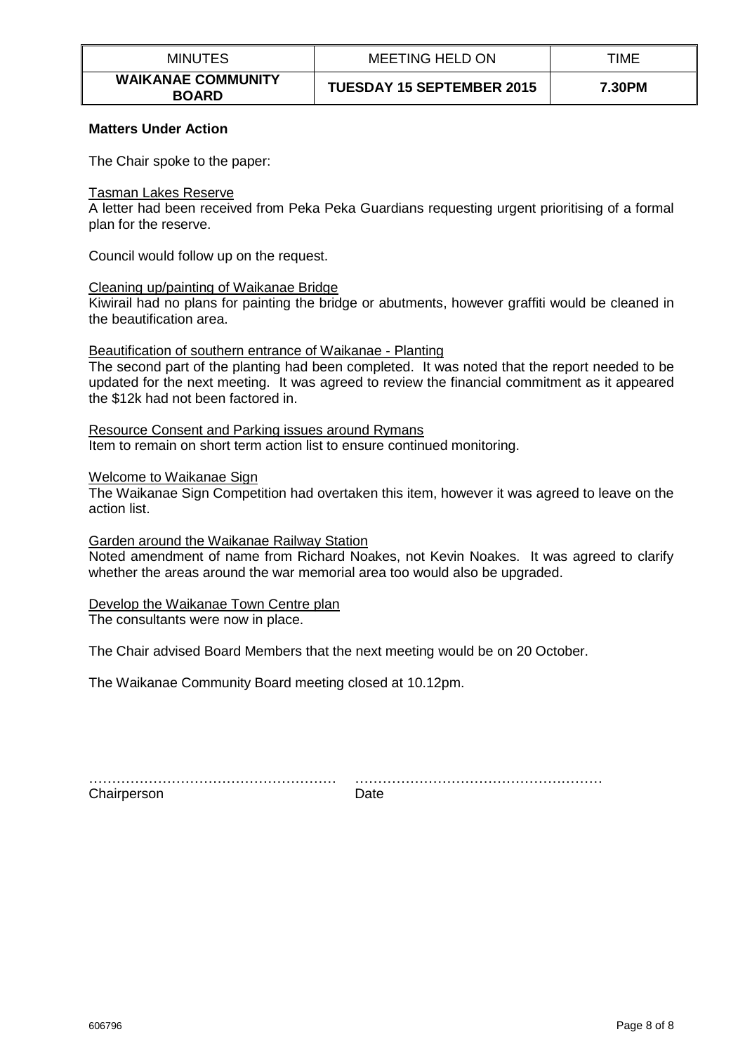**Matters Under Action**

The Chair spoke to the paper:

Tasman Lakes Reserve
A letter had been received from Peka Peka Guardians requesting urgent prioritising of a formal plan for the reserve.

Council would follow up on the request.

Cleaning up/painting of Waikanae Bridge
Kiwirail had no plans for painting the bridge or abutments, however graffiti would be cleaned in the beautification area.

Beautification of southern entrance of Waikanae - Planting
The second part of the planting had been completed. It was noted that the report needed to be updated for the next meeting. It was agreed to review the financial commitment as it appeared the $12k had not been factored in.

Resource Consent and Parking issues around Rymans
Item to remain on short term action list to ensure continued monitoring.

Welcome to Waikanae Sign
The Waikanae Sign Competition had overtaken this item, however it was agreed to leave on the action list.

Garden around the Waikanae Railway Station
Noted amendment of name from Richard Noakes, not Kevin Noakes. It was agreed to clarify whether the areas around the war memorial area too would also be upgraded.

Develop the Waikanae Town Centre plan
The consultants were now in place.

The Chair advised Board Members that the next meeting would be on 20 October.

The Waikanae Community Board meeting closed at 10.12pm.

……………………………………………… ………………………………………………
Chairperson Date